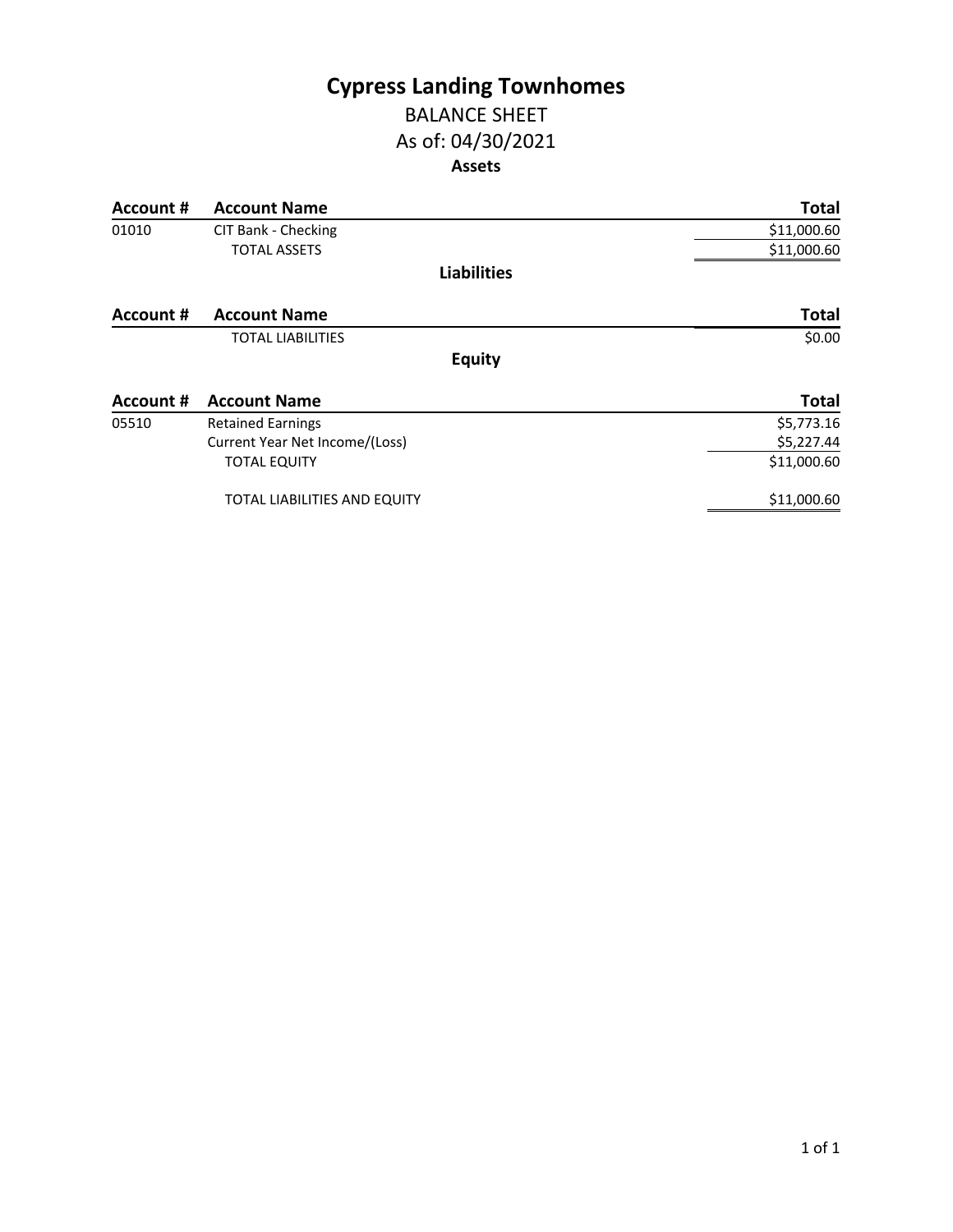# Cypress Landing Townhomes

## BALANCE SHEET

## As of: 04/30/2021

### Assets

| Account # | Account Name | Total |
|---|---|---|
| 01010 | CIT Bank - Checking | $11,000.60 |
| | TOTAL ASSETS | $11,000.60 |

### Liabilities

| Account # | Account Name | Total |
|---|---|---|
| | TOTAL LIABILITIES | $0.00 |

### Equity

| Account # | Account Name | Total |
|---|---|---|
| 05510 | Retained Earnings | $5,773.16 |
| | Current Year Net Income/(Loss) | $5,227.44 |
| | TOTAL EQUITY | $11,000.60 |
| | TOTAL LIABILITIES AND EQUITY | $11,000.60 |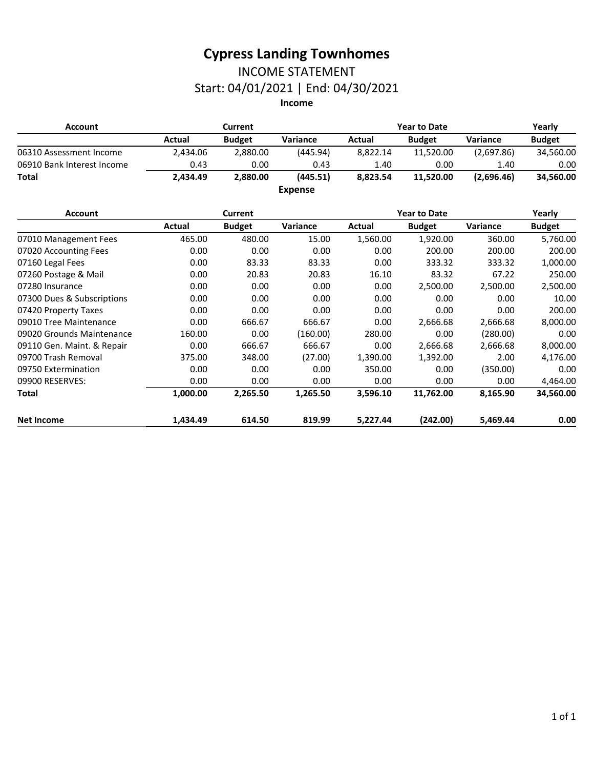# Cypress Landing Townhomes

## INCOME STATEMENT

### Start: 04/01/2021 | End: 04/30/2021

**Income**

| Account | Current | | | Year to Date | | | Yearly |
|---|---|---|---|---|---|---|---|
| | Actual | Budget | Variance | Actual | Budget | Variance | Budget |
| 06310 Assessment Income | 2,434.06 | 2,880.00 | (445.94) | 8,822.14 | 11,520.00 | (2,697.86) | 34,560.00 |
| 06910 Bank Interest Income | 0.43 | 0.00 | 0.43 | 1.40 | 0.00 | 1.40 | 0.00 |
| **Total** | **2,434.49** | **2,880.00** | **(445.51)** | **8,823.54** | **11,520.00** | **(2,696.46)** | **34,560.00** |

**Expense**

| Account | Current | | | Year to Date | | | Yearly |
|---|---|---|---|---|---|---|---|
| | Actual | Budget | Variance | Actual | Budget | Variance | Budget |
| 07010 Management Fees | 465.00 | 480.00 | 15.00 | 1,560.00 | 1,920.00 | 360.00 | 5,760.00 |
| 07020 Accounting Fees | 0.00 | 0.00 | 0.00 | 0.00 | 200.00 | 200.00 | 200.00 |
| 07160 Legal Fees | 0.00 | 83.33 | 83.33 | 0.00 | 333.32 | 333.32 | 1,000.00 |
| 07260 Postage & Mail | 0.00 | 20.83 | 20.83 | 16.10 | 83.32 | 67.22 | 250.00 |
| 07280 Insurance | 0.00 | 0.00 | 0.00 | 0.00 | 2,500.00 | 2,500.00 | 2,500.00 |
| 07300 Dues & Subscriptions | 0.00 | 0.00 | 0.00 | 0.00 | 0.00 | 0.00 | 10.00 |
| 07420 Property Taxes | 0.00 | 0.00 | 0.00 | 0.00 | 0.00 | 0.00 | 200.00 |
| 09010 Tree Maintenance | 0.00 | 666.67 | 666.67 | 0.00 | 2,666.68 | 2,666.68 | 8,000.00 |
| 09020 Grounds Maintenance | 160.00 | 0.00 | (160.00) | 280.00 | 0.00 | (280.00) | 0.00 |
| 09110 Gen. Maint. & Repair | 0.00 | 666.67 | 666.67 | 0.00 | 2,666.68 | 2,666.68 | 8,000.00 |
| 09700 Trash Removal | 375.00 | 348.00 | (27.00) | 1,390.00 | 1,392.00 | 2.00 | 4,176.00 |
| 09750 Extermination | 0.00 | 0.00 | 0.00 | 350.00 | 0.00 | (350.00) | 0.00 |
| 09900 RESERVES: | 0.00 | 0.00 | 0.00 | 0.00 | 0.00 | 0.00 | 4,464.00 |
| **Total** | **1,000.00** | **2,265.50** | **1,265.50** | **3,596.10** | **11,762.00** | **8,165.90** | **34,560.00** |
| **Net Income** | **1,434.49** | **614.50** | **819.99** | **5,227.44** | **(242.00)** | **5,469.44** | **0.00** |